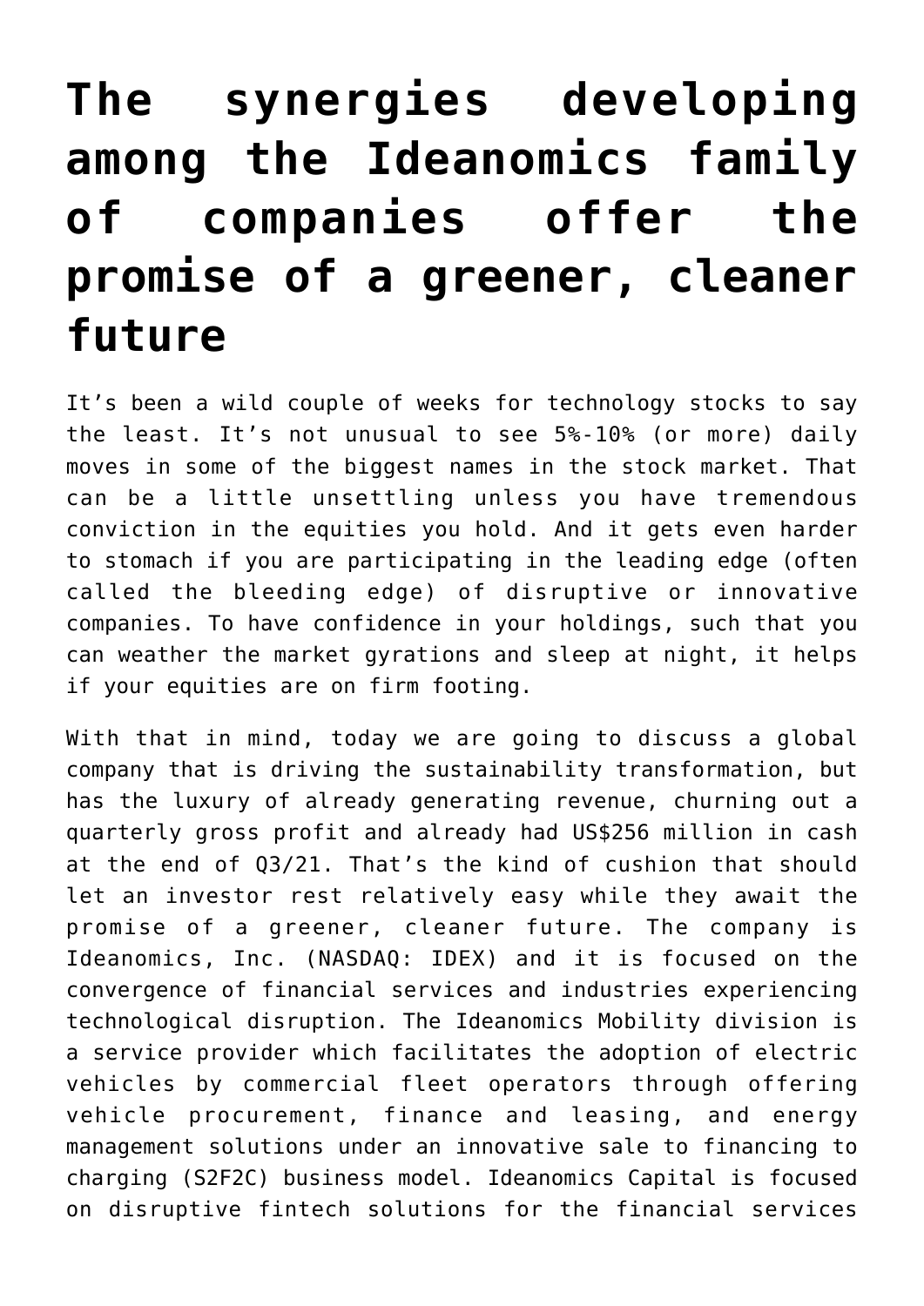# The synergies developing among the Ideanomics family of companies offer the promise of a greener, cleaner future

It's been a wild couple of weeks for technology stocks to say the least. It's not unusual to see 5%-10% (or more) daily moves in some of the biggest names in the stock market. That can be a little unsettling unless you have tremendous conviction in the equities you hold. And it gets even harder to stomach if you are participating in the leading edge (often called the bleeding edge) of disruptive or innovative companies. To have confidence in your holdings, such that you can weather the market gyrations and sleep at night, it helps if your equities are on firm footing.

With that in mind, today we are going to discuss a global company that is driving the sustainability transformation, but has the luxury of already generating revenue, churning out a quarterly gross profit and already had US$256 million in cash at the end of Q3/21. That's the kind of cushion that should let an investor rest relatively easy while they await the promise of a greener, cleaner future. The company is Ideanomics, Inc. (NASDAQ: IDEX) and it is focused on the convergence of financial services and industries experiencing technological disruption. The Ideanomics Mobility division is a service provider which facilitates the adoption of electric vehicles by commercial fleet operators through offering vehicle procurement, finance and leasing, and energy management solutions under an innovative sale to financing to charging (S2F2C) business model. Ideanomics Capital is focused on disruptive fintech solutions for the financial services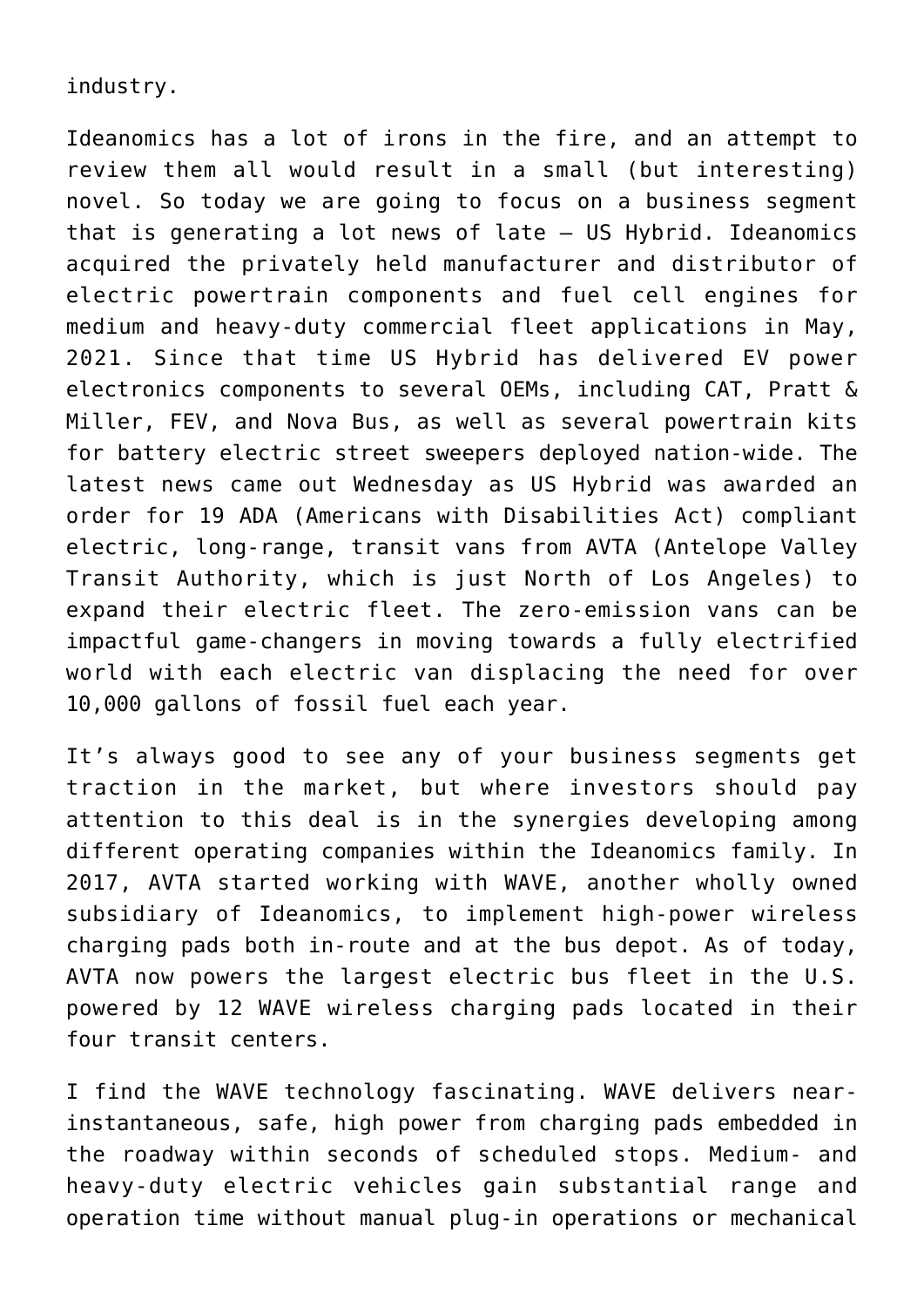industry.

Ideanomics has a lot of irons in the fire, and an attempt to review them all would result in a small (but interesting) novel. So today we are going to focus on a business segment that is generating a lot news of late – US Hybrid. Ideanomics acquired the privately held manufacturer and distributor of electric powertrain components and fuel cell engines for medium and heavy-duty commercial fleet applications in May, 2021. Since that time US Hybrid has delivered EV power electronics components to several OEMs, including CAT, Pratt & Miller, FEV, and Nova Bus, as well as several powertrain kits for battery electric street sweepers deployed nation-wide. The latest news came out Wednesday as US Hybrid was awarded an order for 19 ADA (Americans with Disabilities Act) compliant electric, long-range, transit vans from AVTA (Antelope Valley Transit Authority, which is just North of Los Angeles) to expand their electric fleet. The zero-emission vans can be impactful game-changers in moving towards a fully electrified world with each electric van displacing the need for over 10,000 gallons of fossil fuel each year.

It's always good to see any of your business segments get traction in the market, but where investors should pay attention to this deal is in the synergies developing among different operating companies within the Ideanomics family. In 2017, AVTA started working with WAVE, another wholly owned subsidiary of Ideanomics, to implement high-power wireless charging pads both in-route and at the bus depot. As of today, AVTA now powers the largest electric bus fleet in the U.S. powered by 12 WAVE wireless charging pads located in their four transit centers.

I find the WAVE technology fascinating. WAVE delivers near-instantaneous, safe, high power from charging pads embedded in the roadway within seconds of scheduled stops. Medium- and heavy-duty electric vehicles gain substantial range and operation time without manual plug-in operations or mechanical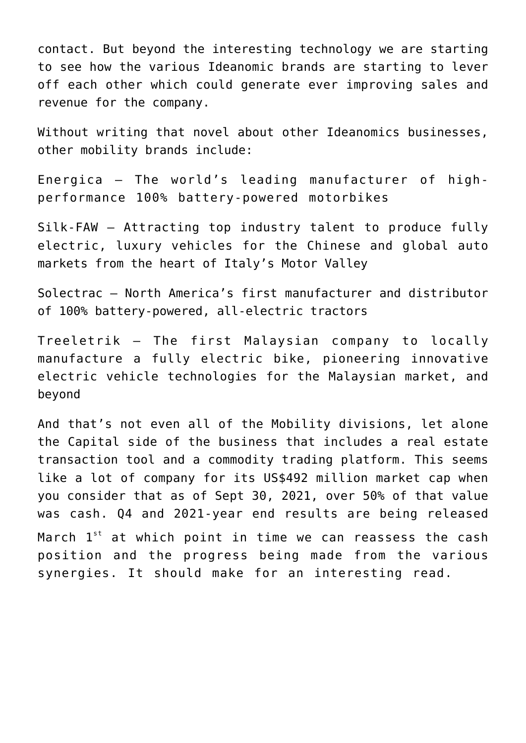contact. But beyond the interesting technology we are starting to see how the various Ideanomic brands are starting to lever off each other which could generate ever improving sales and revenue for the company.

Without writing that novel about other Ideanomics businesses, other mobility brands include:

Energica – The world's leading manufacturer of high-performance 100% battery-powered motorbikes

Silk-FAW – Attracting top industry talent to produce fully electric, luxury vehicles for the Chinese and global auto markets from the heart of Italy's Motor Valley

Solectrac – North America's first manufacturer and distributor of 100% battery-powered, all-electric tractors

Treeletrik – The first Malaysian company to locally manufacture a fully electric bike, pioneering innovative electric vehicle technologies for the Malaysian market, and beyond

And that's not even all of the Mobility divisions, let alone the Capital side of the business that includes a real estate transaction tool and a commodity trading platform. This seems like a lot of company for its US$492 million market cap when you consider that as of Sept 30, 2021, over 50% of that value was cash. Q4 and 2021-year end results are being released March 1st at which point in time we can reassess the cash position and the progress being made from the various synergies. It should make for an interesting read.